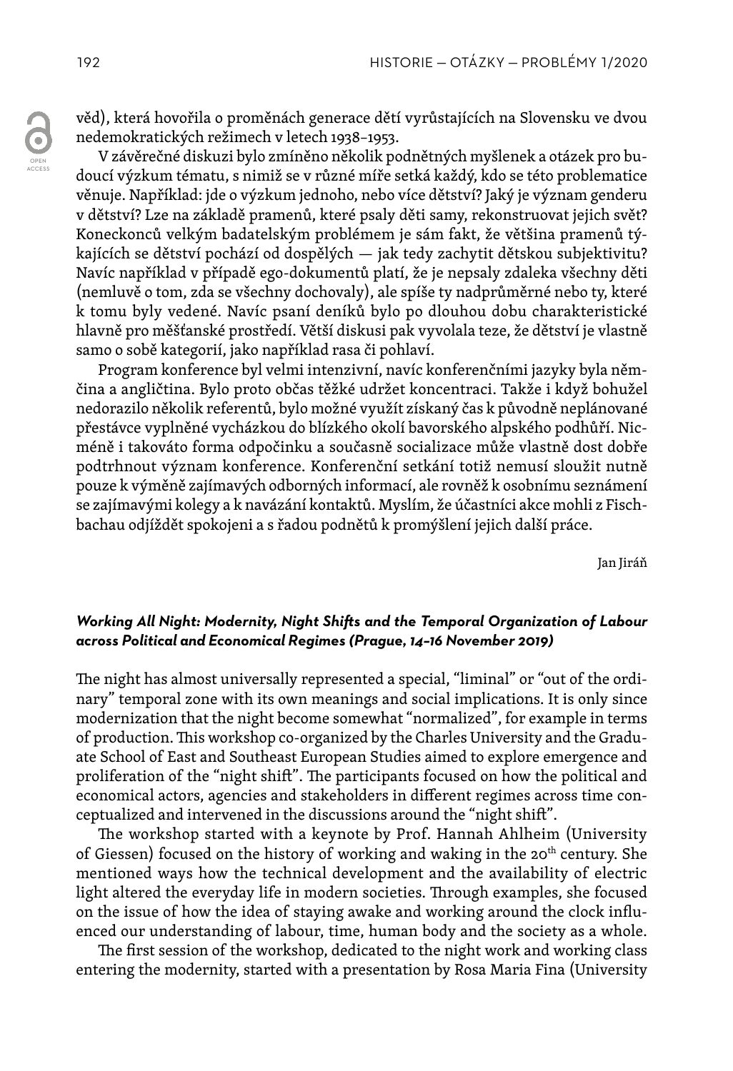věd), která hovořila o proměnách generace dětí vyrůstajících na Slovensku ve dvou nedemokratických režimech v letech 1938–1953.

V závěrečné diskuzi bylo zmíněno několik podnětných myšlenek a otázek pro budoucí výzkum tématu, s nimiž se v různé míře setká každý, kdo se této problematice věnuje. Například: jde o výzkum jednoho, nebo více dětství? Jaký je význam genderu v dětství? Lze na základě pramenů, které psaly děti samy, rekonstruovat jejich svět? Koneckonců velkým badatelským problémem je sám fakt, že většina pramenů týkajících se dětství pochází od dospělých — jak tedy zachytit dětskou subjektivitu? Navíc například v případě ego-dokumentů platí, že je nepsaly zdaleka všechny děti (nemluvě o tom, zda se všechny dochovaly), ale spíše ty nadprůměrné nebo ty, které k tomu byly vedené. Navíc psaní deníků bylo po dlouhou dobu charakteristické hlavně pro měšťanské prostředí. Větší diskusi pak vyvolala teze, že dětství je vlastně samo o sobě kategorií, jako například rasa či pohlaví.

Program konference byl velmi intenzivní, navíc konferenčními jazyky byla němčina a angličtina. Bylo proto občas těžké udržet koncentraci. Takže i když bohužel nedorazilo několik referentů, bylo možné využít získaný čas k původně neplánované přestávce vyplněné vycházkou do blízkého okolí bavorského alpského podhůří. Nicméně i takováto forma odpočinku a současně socializace může vlastně dost dobře podtrhnout význam konference. Konferenční setkání totiž nemusí sloužit nutně pouze k výměně zajímavých odborných informací, ale rovněž k osobnímu seznámení se zajímavými kolegy a k navázání kontaktů. Myslím, že účastníci akce mohli z Fischbachau odjíždět spokojeni a s řadou podnětů k promýšlení jejich další práce.

Jan Jiráň

### *Working All Night: Modernity, Night Shifts and the Temporal Organization of Labour across Political and Economical Regimes (Prague, 14–16 November 2019)*

The night has almost universally represented a special, "liminal" or "out of the ordinary" temporal zone with its own meanings and social implications. It is only since modernization that the night become somewhat "normalized", for example in terms of production. This workshop co-organized by the Charles University and the Graduate School of East and Southeast European Studies aimed to explore emergence and proliferation of the "night shift". The participants focused on how the political and economical actors, agencies and stakeholders in different regimes across time conceptualized and intervened in the discussions around the "night shift".

The workshop started with a keynote by Prof. Hannah Ahlheim (University of Giessen) focused on the history of working and waking in the 20th century. She mentioned ways how the technical development and the availability of electric light altered the everyday life in modern societies. Through examples, she focused on the issue of how the idea of staying awake and working around the clock influenced our understanding of labour, time, human body and the society as a whole.

The first session of the workshop, dedicated to the night work and working class entering the modernity, started with a presentation by Rosa Maria Fina (University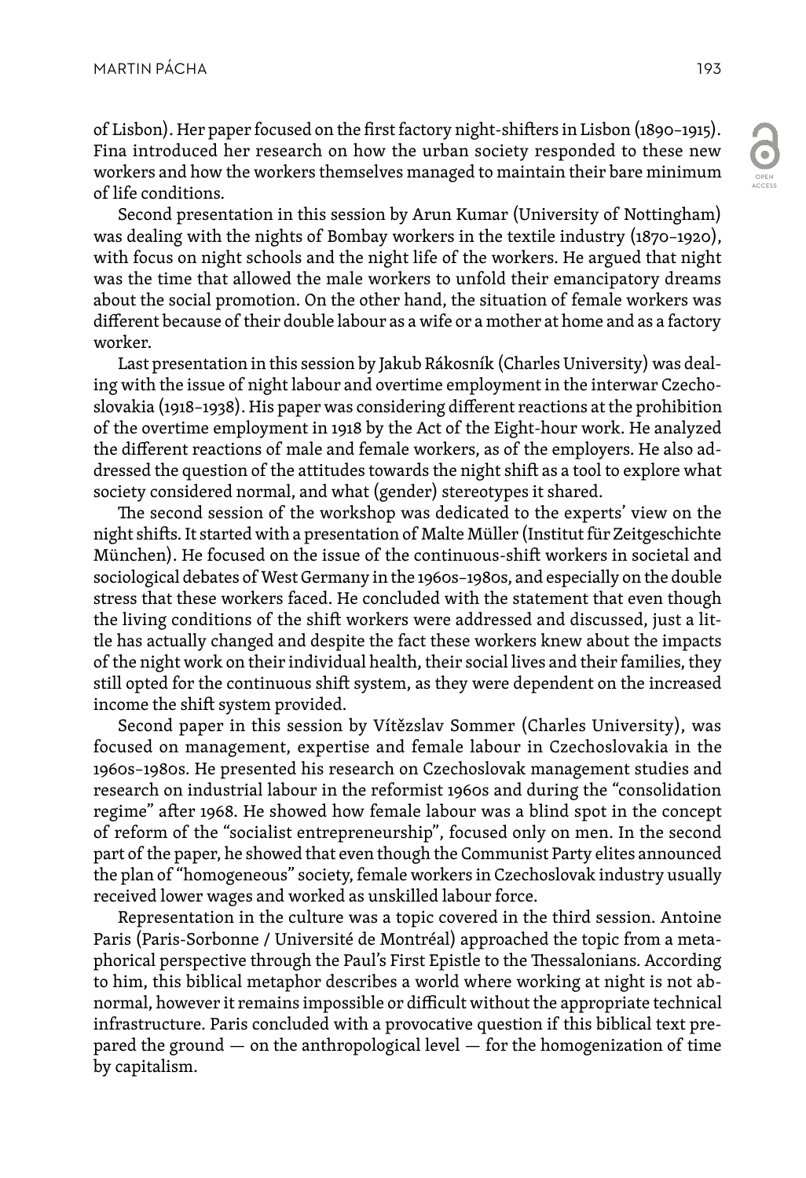of Lisbon). Her paper focused on the first factory night-shifters in Lisbon (1890–1915). Fina introduced her research on how the urban society responded to these new workers and how the workers themselves managed to maintain their bare minimum of life conditions.

Second presentation in this session by Arun Kumar (University of Nottingham) was dealing with the nights of Bombay workers in the textile industry (1870–1920), with focus on night schools and the night life of the workers. He argued that night was the time that allowed the male workers to unfold their emancipatory dreams about the social promotion. On the other hand, the situation of female workers was different because of their double labour as a wife or a mother at home and as a factory worker.

Last presentation in this session by Jakub Rákosník (Charles University) was dealing with the issue of night labour and overtime employment in the interwar Czechoslovakia (1918–1938). His paper was considering different reactions at the prohibition of the overtime employment in 1918 by the Act of the Eight-hour work. He analyzed the different reactions of male and female workers, as of the employers. He also addressed the question of the attitudes towards the night shift as a tool to explore what society considered normal, and what (gender) stereotypes it shared.

The second session of the workshop was dedicated to the experts' view on the night shifts. It started with a presentation of Malte Müller (Institut für Zeitgeschichte München). He focused on the issue of the continuous-shift workers in societal and sociological debates of West Germany in the 1960s–1980s, and especially on the double stress that these workers faced. He concluded with the statement that even though the living conditions of the shift workers were addressed and discussed, just a little has actually changed and despite the fact these workers knew about the impacts of the night work on their individual health, their social lives and their families, they still opted for the continuous shift system, as they were dependent on the increased income the shift system provided.

Second paper in this session by Vítězslav Sommer (Charles University), was focused on management, expertise and female labour in Czechoslovakia in the 1960s–1980s. He presented his research on Czechoslovak management studies and research on industrial labour in the reformist 1960s and during the "consolidation regime" after 1968. He showed how female labour was a blind spot in the concept of reform of the "socialist entrepreneurship", focused only on men. In the second part of the paper, he showed that even though the Communist Party elites announced the plan of "homogeneous" society, female workers in Czechoslovak industry usually received lower wages and worked as unskilled labour force.

Representation in the culture was a topic covered in the third session. Antoine Paris (Paris-Sorbonne / Université de Montréal) approached the topic from a metaphorical perspective through the Paul's First Epistle to the Thessalonians. According to him, this biblical metaphor describes a world where working at night is not abnormal, however it remains impossible or difficult without the appropriate technical infrastructure. Paris concluded with a provocative question if this biblical text prepared the ground — on the anthropological level — for the homogenization of time by capitalism.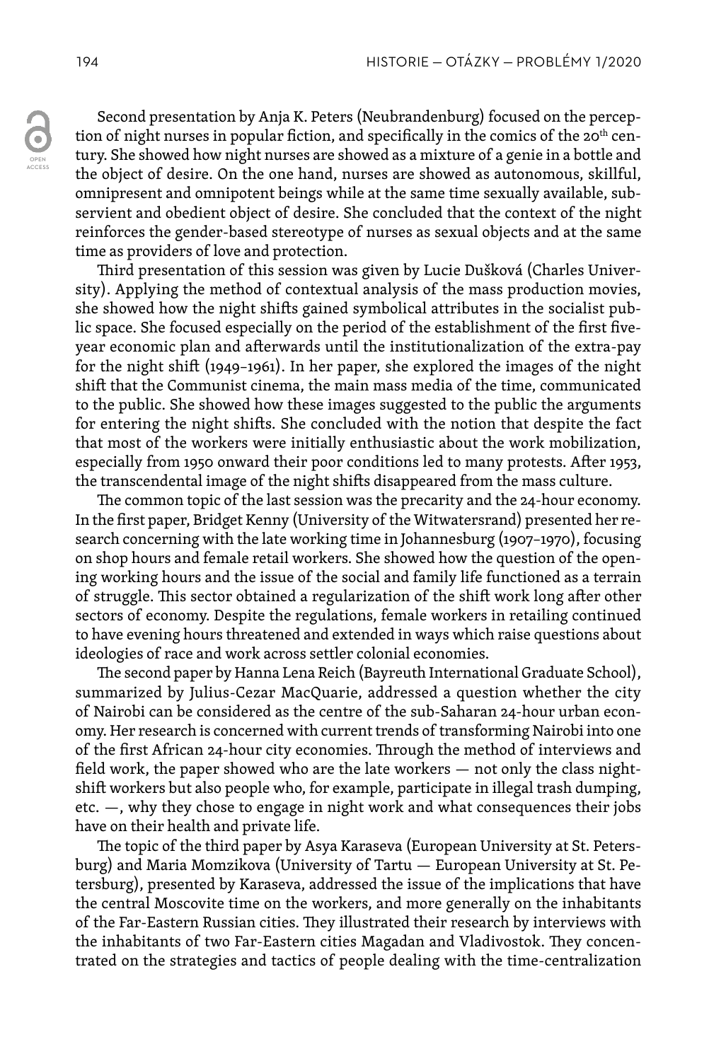Second presentation by Anja K. Peters (Neubrandenburg) focused on the perception of night nurses in popular fiction, and specifically in the comics of the 20th century. She showed how night nurses are showed as a mixture of a genie in a bottle and the object of desire. On the one hand, nurses are showed as autonomous, skillful, omnipresent and omnipotent beings while at the same time sexually available, subservient and obedient object of desire. She concluded that the context of the night reinforces the gender-based stereotype of nurses as sexual objects and at the same time as providers of love and protection.

Third presentation of this session was given by Lucie Dušková (Charles University). Applying the method of contextual analysis of the mass production movies, she showed how the night shifts gained symbolical attributes in the socialist public space. She focused especially on the period of the establishment of the first five-year economic plan and afterwards until the institutionalization of the extra-pay for the night shift (1949–1961). In her paper, she explored the images of the night shift that the Communist cinema, the main mass media of the time, communicated to the public. She showed how these images suggested to the public the arguments for entering the night shifts. She concluded with the notion that despite the fact that most of the workers were initially enthusiastic about the work mobilization, especially from 1950 onward their poor conditions led to many protests. After 1953, the transcendental image of the night shifts disappeared from the mass culture.

The common topic of the last session was the precarity and the 24-hour economy. In the first paper, Bridget Kenny (University of the Witwatersrand) presented her research concerning with the late working time in Johannesburg (1907–1970), focusing on shop hours and female retail workers. She showed how the question of the opening working hours and the issue of the social and family life functioned as a terrain of struggle. This sector obtained a regularization of the shift work long after other sectors of economy. Despite the regulations, female workers in retailing continued to have evening hours threatened and extended in ways which raise questions about ideologies of race and work across settler colonial economies.

The second paper by Hanna Lena Reich (Bayreuth International Graduate School), summarized by Julius-Cezar MacQuarie, addressed a question whether the city of Nairobi can be considered as the centre of the sub-Saharan 24-hour urban economy. Her research is concerned with current trends of transforming Nairobi into one of the first African 24-hour city economies. Through the method of interviews and field work, the paper showed who are the late workers — not only the class night-shift workers but also people who, for example, participate in illegal trash dumping, etc. —, why they chose to engage in night work and what consequences their jobs have on their health and private life.

The topic of the third paper by Asya Karaseva (European University at St. Petersburg) and Maria Momzikova (University of Tartu — European University at St. Petersburg), presented by Karaseva, addressed the issue of the implications that have the central Moscovite time on the workers, and more generally on the inhabitants of the Far-Eastern Russian cities. They illustrated their research by interviews with the inhabitants of two Far-Eastern cities Magadan and Vladivostok. They concentrated on the strategies and tactics of people dealing with the time-centralization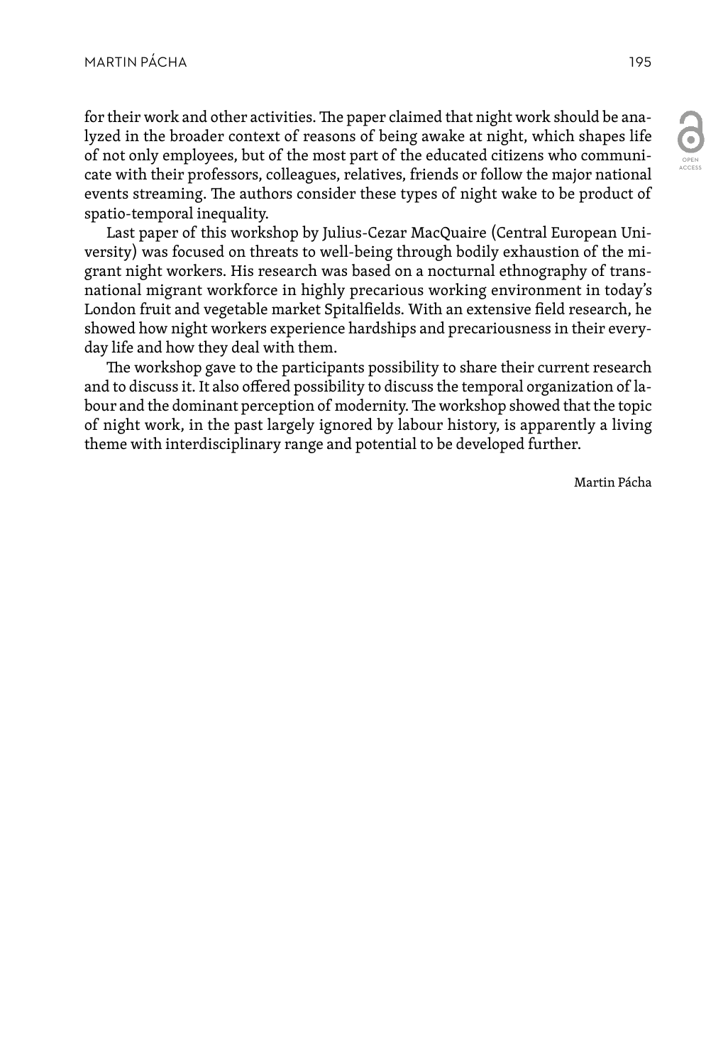for their work and other activities. The paper claimed that night work should be analyzed in the broader context of reasons of being awake at night, which shapes life of not only employees, but of the most part of the educated citizens who communicate with their professors, colleagues, relatives, friends or follow the major national events streaming. The authors consider these types of night wake to be product of spatio-temporal inequality.

Last paper of this workshop by Julius-Cezar MacQuaire (Central European University) was focused on threats to well-being through bodily exhaustion of the migrant night workers. His research was based on a nocturnal ethnography of transnational migrant workforce in highly precarious working environment in today's London fruit and vegetable market Spitalfields. With an extensive field research, he showed how night workers experience hardships and precariousness in their everyday life and how they deal with them.

The workshop gave to the participants possibility to share their current research and to discuss it. It also offered possibility to discuss the temporal organization of labour and the dominant perception of modernity. The workshop showed that the topic of night work, in the past largely ignored by labour history, is apparently a living theme with interdisciplinary range and potential to be developed further.

Martin Pácha